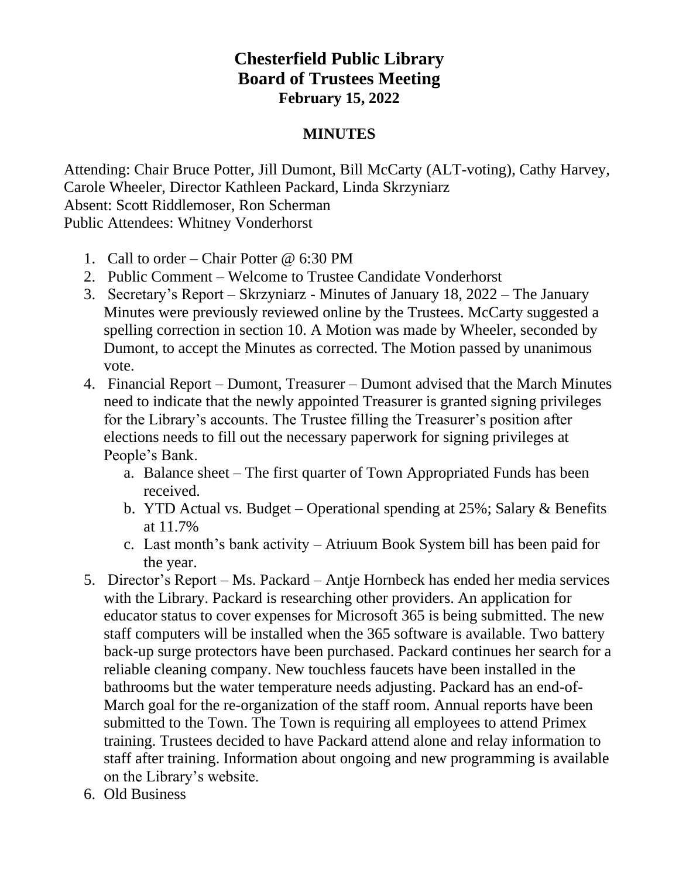# Chesterfield Public Library
# Board of Trustees Meeting
### February 15, 2022

## MINUTES

Attending: Chair Bruce Potter, Jill Dumont, Bill McCarty (ALT-voting), Cathy Harvey, Carole Wheeler, Director Kathleen Packard, Linda Skrzyniarz
Absent: Scott Riddlemoser, Ron Scherman
Public Attendees: Whitney Vonderhorst

1. Call to order – Chair Potter @ 6:30 PM
2. Public Comment – Welcome to Trustee Candidate Vonderhorst
3. Secretary's Report – Skrzyniarz - Minutes of January 18, 2022 – The January Minutes were previously reviewed online by the Trustees. McCarty suggested a spelling correction in section 10. A Motion was made by Wheeler, seconded by Dumont, to accept the Minutes as corrected. The Motion passed by unanimous vote.
4. Financial Report – Dumont, Treasurer – Dumont advised that the March Minutes need to indicate that the newly appointed Treasurer is granted signing privileges for the Library's accounts. The Trustee filling the Treasurer's position after elections needs to fill out the necessary paperwork for signing privileges at People's Bank.
   a. Balance sheet – The first quarter of Town Appropriated Funds has been received.
   b. YTD Actual vs. Budget – Operational spending at 25%; Salary & Benefits at 11.7%
   c. Last month's bank activity – Atriuum Book System bill has been paid for the year.
5. Director's Report – Ms. Packard – Antje Hornbeck has ended her media services with the Library. Packard is researching other providers. An application for educator status to cover expenses for Microsoft 365 is being submitted. The new staff computers will be installed when the 365 software is available. Two battery back-up surge protectors have been purchased. Packard continues her search for a reliable cleaning company. New touchless faucets have been installed in the bathrooms but the water temperature needs adjusting. Packard has an end-of-March goal for the re-organization of the staff room. Annual reports have been submitted to the Town. The Town is requiring all employees to attend Primex training. Trustees decided to have Packard attend alone and relay information to staff after training. Information about ongoing and new programming is available on the Library's website.
6. Old Business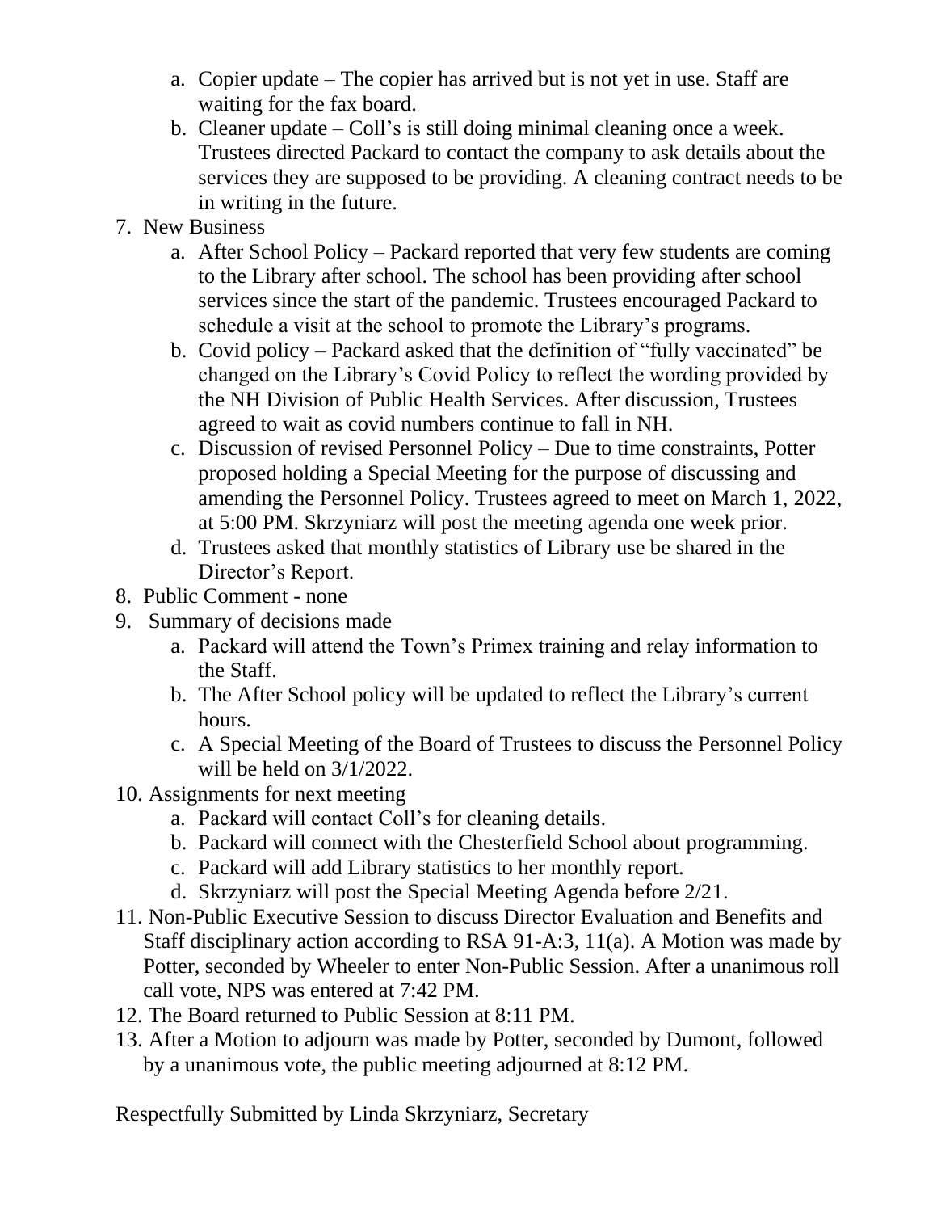a. Copier update – The copier has arrived but is not yet in use. Staff are waiting for the fax board.
   b. Cleaner update – Coll's is still doing minimal cleaning once a week. Trustees directed Packard to contact the company to ask details about the services they are supposed to be providing. A cleaning contract needs to be in writing in the future.

7. New Business
   a. After School Policy – Packard reported that very few students are coming to the Library after school. The school has been providing after school services since the start of the pandemic. Trustees encouraged Packard to schedule a visit at the school to promote the Library's programs.
   b. Covid policy – Packard asked that the definition of "fully vaccinated" be changed on the Library's Covid Policy to reflect the wording provided by the NH Division of Public Health Services. After discussion, Trustees agreed to wait as covid numbers continue to fall in NH.
   c. Discussion of revised Personnel Policy – Due to time constraints, Potter proposed holding a Special Meeting for the purpose of discussing and amending the Personnel Policy. Trustees agreed to meet on March 1, 2022, at 5:00 PM. Skrzyniarz will post the meeting agenda one week prior.
   d. Trustees asked that monthly statistics of Library use be shared in the Director's Report.
8. Public Comment - none
9. Summary of decisions made
   a. Packard will attend the Town's Primex training and relay information to the Staff.
   b. The After School policy will be updated to reflect the Library's current hours.
   c. A Special Meeting of the Board of Trustees to discuss the Personnel Policy will be held on 3/1/2022.
10. Assignments for next meeting
    a. Packard will contact Coll's for cleaning details.
    b. Packard will connect with the Chesterfield School about programming.
    c. Packard will add Library statistics to her monthly report.
    d. Skrzyniarz will post the Special Meeting Agenda before 2/21.
11. Non-Public Executive Session to discuss Director Evaluation and Benefits and Staff disciplinary action according to RSA 91-A:3, 11(a). A Motion was made by Potter, seconded by Wheeler to enter Non-Public Session. After a unanimous roll call vote, NPS was entered at 7:42 PM.
12. The Board returned to Public Session at 8:11 PM.
13. After a Motion to adjourn was made by Potter, seconded by Dumont, followed by a unanimous vote, the public meeting adjourned at 8:12 PM.

Respectfully Submitted by Linda Skrzyniarz, Secretary